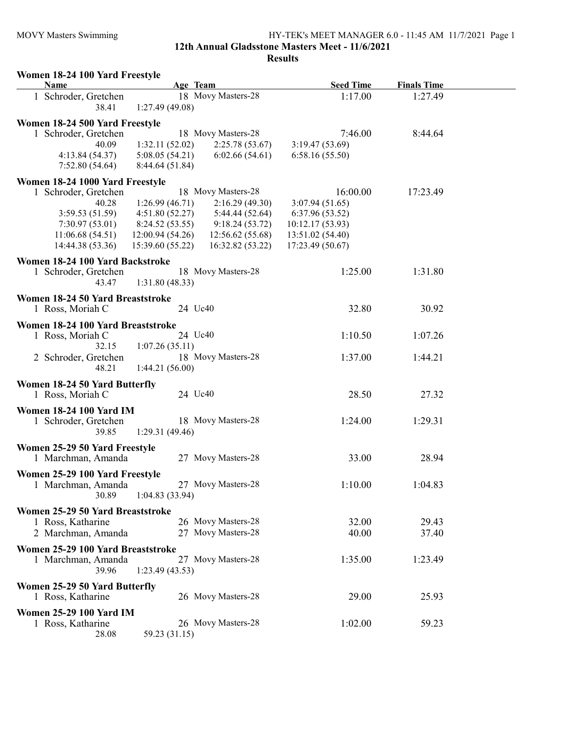12th Annual Gladsstone Masters Meet - 11/6/2021

Results

### Women 18-24 100 Yard Freestyle

| Name | Age | Team | Seed Time | Finals Time |
|---|---|---|---|---|
| 1 Schroder, Gretchen | 18 | Movy Masters-28 | 1:17.00 | 1:27.49 |

38.41 1:27.49 (49.08)

### Women 18-24 500 Yard Freestyle

| Name | Age | Team | Seed Time | Finals Time |
|---|---|---|---|---|
| 1 Schroder, Gretchen | 18 | Movy Masters-28 | 7:46.00 | 8:44.64 |

40.09 1:32.11 (52.02) 2:25.78 (53.67) 3:19.47 (53.69)
4:13.84 (54.37) 5:08.05 (54.21) 6:02.66 (54.61) 6:58.16 (55.50)
7:52.80 (54.64) 8:44.64 (51.84)

### Women 18-24 1000 Yard Freestyle

| Name | Age | Team | Seed Time | Finals Time |
|---|---|---|---|---|
| 1 Schroder, Gretchen | 18 | Movy Masters-28 | 16:00.00 | 17:23.49 |

40.28 1:26.99 (46.71) 2:16.29 (49.30) 3:07.94 (51.65)
3:59.53 (51.59) 4:51.80 (52.27) 5:44.44 (52.64) 6:37.96 (53.52)
7:30.97 (53.01) 8:24.52 (53.55) 9:18.24 (53.72) 10:12.17 (53.93)
11:06.68 (54.51) 12:00.94 (54.26) 12:56.62 (55.68) 13:51.02 (54.40)
14:44.38 (53.36) 15:39.60 (55.22) 16:32.82 (53.22) 17:23.49 (50.67)

### Women 18-24 100 Yard Backstroke

| Name | Age | Team | Seed Time | Finals Time |
|---|---|---|---|---|
| 1 Schroder, Gretchen | 18 | Movy Masters-28 | 1:25.00 | 1:31.80 |

43.47 1:31.80 (48.33)

### Women 18-24 50 Yard Breaststroke

| Name | Age | Team | Seed Time | Finals Time |
|---|---|---|---|---|
| 1 Ross, Moriah C | 24 | Uc40 | 32.80 | 30.92 |

### Women 18-24 100 Yard Breaststroke

| Name | Age | Team | Seed Time | Finals Time |
|---|---|---|---|---|
| 1 Ross, Moriah C | 24 | Uc40 | 1:10.50 | 1:07.26 |
| 32.15 1:07.26 (35.11) | | | | |
| 2 Schroder, Gretchen | 18 | Movy Masters-28 | 1:37.00 | 1:44.21 |
| 48.21 1:44.21 (56.00) | | | | |

### Women 18-24 50 Yard Butterfly

| Name | Age | Team | Seed Time | Finals Time |
|---|---|---|---|---|
| 1 Ross, Moriah C | 24 | Uc40 | 28.50 | 27.32 |

### Women 18-24 100 Yard IM

| Name | Age | Team | Seed Time | Finals Time |
|---|---|---|---|---|
| 1 Schroder, Gretchen | 18 | Movy Masters-28 | 1:24.00 | 1:29.31 |

39.85 1:29.31 (49.46)

### Women 25-29 50 Yard Freestyle

| Name | Age | Team | Seed Time | Finals Time |
|---|---|---|---|---|
| 1 Marchman, Amanda | 27 | Movy Masters-28 | 33.00 | 28.94 |

### Women 25-29 100 Yard Freestyle

| Name | Age | Team | Seed Time | Finals Time |
|---|---|---|---|---|
| 1 Marchman, Amanda | 27 | Movy Masters-28 | 1:10.00 | 1:04.83 |

30.89 1:04.83 (33.94)

### Women 25-29 50 Yard Breaststroke

| Name | Age | Team | Seed Time | Finals Time |
|---|---|---|---|---|
| 1 Ross, Katharine | 26 | Movy Masters-28 | 32.00 | 29.43 |
| 2 Marchman, Amanda | 27 | Movy Masters-28 | 40.00 | 37.40 |

### Women 25-29 100 Yard Breaststroke

| Name | Age | Team | Seed Time | Finals Time |
|---|---|---|---|---|
| 1 Marchman, Amanda | 27 | Movy Masters-28 | 1:35.00 | 1:23.49 |

39.96 1:23.49 (43.53)

### Women 25-29 50 Yard Butterfly

| Name | Age | Team | Seed Time | Finals Time |
|---|---|---|---|---|
| 1 Ross, Katharine | 26 | Movy Masters-28 | 29.00 | 25.93 |

### Women 25-29 100 Yard IM

| Name | Age | Team | Seed Time | Finals Time |
|---|---|---|---|---|
| 1 Ross, Katharine | 26 | Movy Masters-28 | 1:02.00 | 59.23 |

28.08 59.23 (31.15)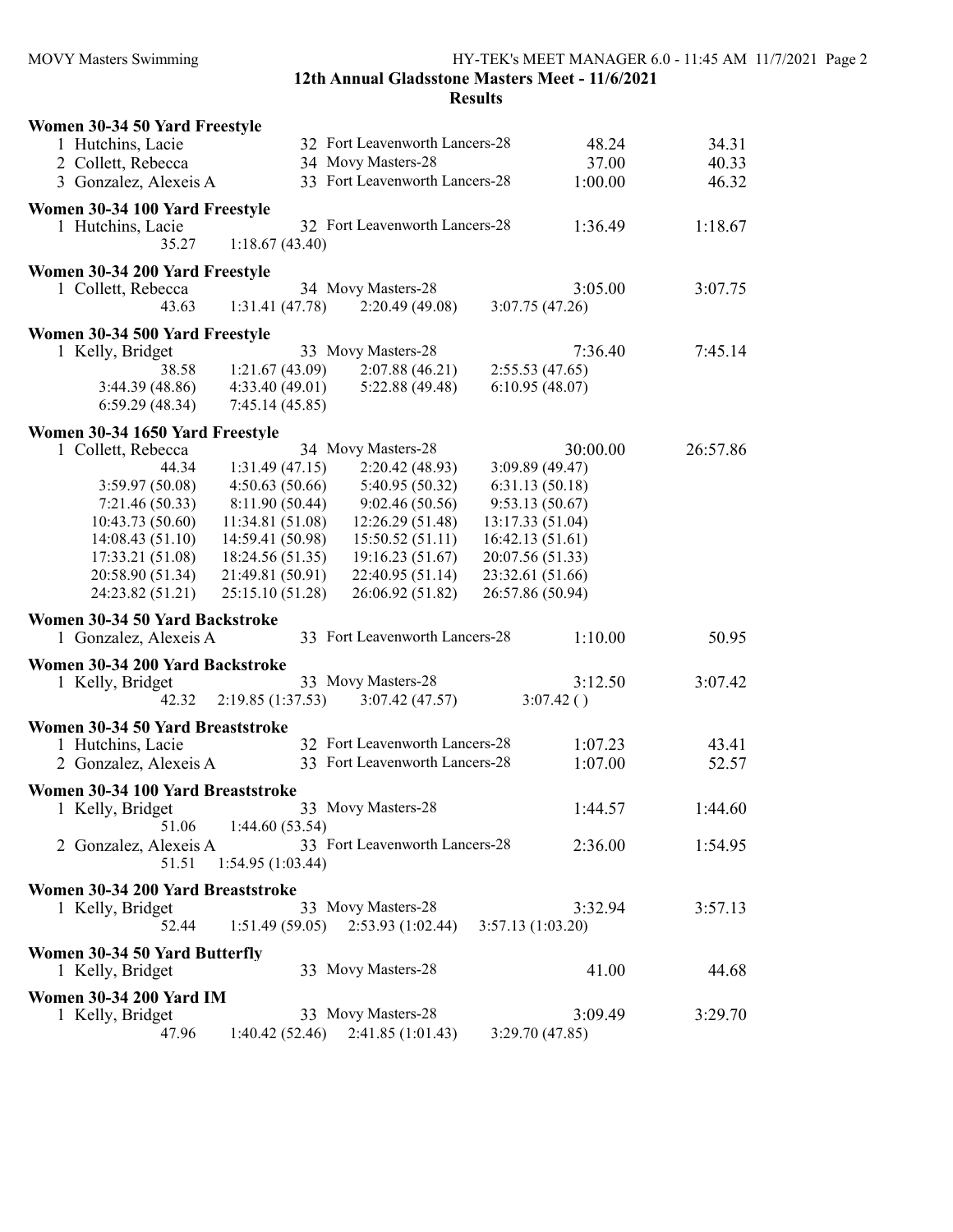## 12th Annual Gladsstone Masters Meet - 11/6/2021

### Results

**Women 30-34 50 Yard Freestyle**

```
  1 Hutchins, Lacie          32 Fort Leavenworth Lancers-28      48.24      34.31
  2 Collett, Rebecca         34 Movy Masters-28                  37.00      40.33
  3 Gonzalez, Alexeis A      33 Fort Leavenworth Lancers-28    1:00.00      46.32
```

**Women 30-34 100 Yard Freestyle**

```
  1 Hutchins, Lacie          32 Fort Leavenworth Lancers-28    1:36.49    1:18.67
        35.27     1:18.67 (43.40)
```

**Women 30-34 200 Yard Freestyle**

```
  1 Collett, Rebecca         34 Movy Masters-28                3:05.00    3:07.75
        43.63     1:31.41 (47.78)   2:20.49 (49.08)   3:07.75 (47.26)
```

**Women 30-34 500 Yard Freestyle**

```
  1 Kelly, Bridget           33 Movy Masters-28                7:36.40    7:45.14
        38.58     1:21.67 (43.09)   2:07.88 (46.21)   2:55.53 (47.65)
  3:44.39 (48.86)   4:33.40 (49.01)   5:22.88 (49.48)   6:10.95 (48.07)
  6:59.29 (48.34)   7:45.14 (45.85)
```

**Women 30-34 1650 Yard Freestyle**

```
  1 Collett, Rebecca         34 Movy Masters-28               30:00.00   26:57.86
         44.34     1:31.49 (47.15)    2:20.42 (48.93)    3:09.89 (49.47)
   3:59.97 (50.08)   4:50.63 (50.66)    5:40.95 (50.32)    6:31.13 (50.18)
   7:21.46 (50.33)   8:11.90 (50.44)    9:02.46 (50.56)    9:53.13 (50.67)
  10:43.73 (50.60)  11:34.81 (51.08)   12:26.29 (51.48)   13:17.33 (51.04)
  14:08.43 (51.10)  14:59.41 (50.98)   15:50.52 (51.11)   16:42.13 (51.61)
  17:33.21 (51.08)  18:24.56 (51.35)   19:16.23 (51.67)   20:07.56 (51.33)
  20:58.90 (51.34)  21:49.81 (50.91)   22:40.95 (51.14)   23:32.61 (51.66)
  24:23.82 (51.21)  25:15.10 (51.28)   26:06.92 (51.82)   26:57.86 (50.94)
```

**Women 30-34 50 Yard Backstroke**

```
  1 Gonzalez, Alexeis A      33 Fort Leavenworth Lancers-28    1:10.00      50.95
```

**Women 30-34 200 Yard Backstroke**

```
  1 Kelly, Bridget           33 Movy Masters-28                3:12.50    3:07.42
        42.32     2:19.85 (1:37.53)   3:07.42 (47.57)   3:07.42 ( )
```

**Women 30-34 50 Yard Breaststroke**

```
  1 Hutchins, Lacie          32 Fort Leavenworth Lancers-28    1:07.23      43.41
  2 Gonzalez, Alexeis A      33 Fort Leavenworth Lancers-28    1:07.00      52.57
```

**Women 30-34 100 Yard Breaststroke**

```
  1 Kelly, Bridget           33 Movy Masters-28                1:44.57    1:44.60
        51.06     1:44.60 (53.54)
  2 Gonzalez, Alexeis A      33 Fort Leavenworth Lancers-28    2:36.00    1:54.95
        51.51     1:54.95 (1:03.44)
```

**Women 30-34 200 Yard Breaststroke**

```
  1 Kelly, Bridget           33 Movy Masters-28                3:32.94    3:57.13
        52.44     1:51.49 (59.05)   2:53.93 (1:02.44)   3:57.13 (1:03.20)
```

**Women 30-34 50 Yard Butterfly**

```
  1 Kelly, Bridget           33 Movy Masters-28                  41.00      44.68
```

**Women 30-34 200 Yard IM**

```
  1 Kelly, Bridget           33 Movy Masters-28                3:09.49    3:29.70
        47.96     1:40.42 (52.46)   2:41.85 (1:01.43)   3:29.70 (47.85)
```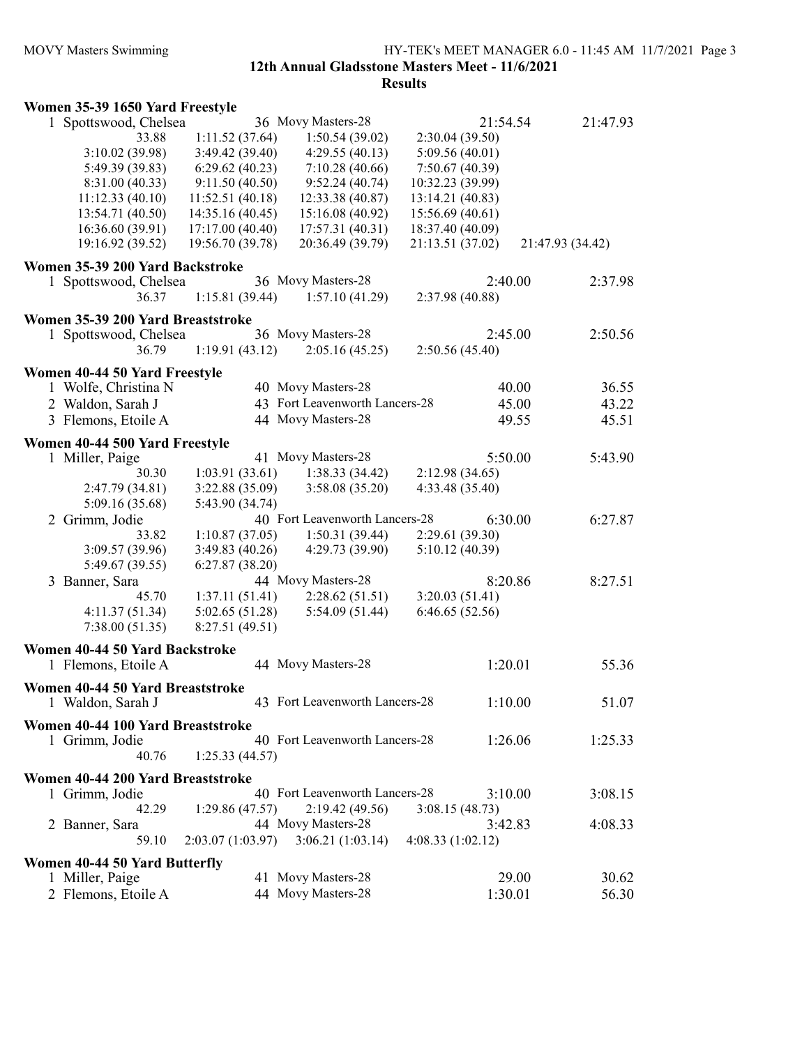## 12th Annual Gladsstone Masters Meet - 11/6/2021

### Results

#### Women 35-39 1650 Yard Freestyle

1 Spottswood, Chelsea 36 Movy Masters-28 21:54.54 21:47.93

```
33.88             1:11.52 (37.64)   1:50.54 (39.02)   2:30.04 (39.50)
3:10.02 (39.98)   3:49.42 (39.40)   4:29.55 (40.13)   5:09.56 (40.01)
5:49.39 (39.83)   6:29.62 (40.23)   7:10.28 (40.66)   7:50.67 (40.39)
8:31.00 (40.33)   9:11.50 (40.50)   9:52.24 (40.74)   10:32.23 (39.99)
11:12.33 (40.10)  11:52.51 (40.18)  12:33.38 (40.87)  13:14.21 (40.83)
13:54.71 (40.50)  14:35.16 (40.45)  15:16.08 (40.92)  15:56.69 (40.61)
16:36.60 (39.91)  17:17.00 (40.40)  17:57.31 (40.31)  18:37.40 (40.09)
19:16.92 (39.52)  19:56.70 (39.78)  20:36.49 (39.79)  21:13.51 (37.02)  21:47.93 (34.42)
```

#### Women 35-39 200 Yard Backstroke

1 Spottswood, Chelsea 36 Movy Masters-28 2:40.00 2:37.98

```
36.37   1:15.81 (39.44)   1:57.10 (41.29)   2:37.98 (40.88)
```

#### Women 35-39 200 Yard Breaststroke

1 Spottswood, Chelsea 36 Movy Masters-28 2:45.00 2:50.56

```
36.79   1:19.91 (43.12)   2:05.16 (45.25)   2:50.56 (45.40)
```

#### Women 40-44 50 Yard Freestyle

| Place | Name | Age | Team | Seed | Finals |
|---|---|---|---|---|---|
| 1 | Wolfe, Christina N | 40 | Movy Masters-28 | 40.00 | 36.55 |
| 2 | Waldon, Sarah J | 43 | Fort Leavenworth Lancers-28 | 45.00 | 43.22 |
| 3 | Flemons, Etoile A | 44 | Movy Masters-28 | 49.55 | 45.51 |

#### Women 40-44 500 Yard Freestyle

1 Miller, Paige 41 Movy Masters-28 5:50.00 5:43.90

```
30.30             1:03.91 (33.61)   1:38.33 (34.42)   2:12.98 (34.65)
2:47.79 (34.81)   3:22.88 (35.09)   3:58.08 (35.20)   4:33.48 (35.40)
5:09.16 (35.68)   5:43.90 (34.74)
```

2 Grimm, Jodie 40 Fort Leavenworth Lancers-28 6:30.00 6:27.87

```
33.82             1:10.87 (37.05)   1:50.31 (39.44)   2:29.61 (39.30)
3:09.57 (39.96)   3:49.83 (40.26)   4:29.73 (39.90)   5:10.12 (40.39)
5:49.67 (39.55)   6:27.87 (38.20)
```

3 Banner, Sara 44 Movy Masters-28 8:20.86 8:27.51

```
45.70             1:37.11 (51.41)   2:28.62 (51.51)   3:20.03 (51.41)
4:11.37 (51.34)   5:02.65 (51.28)   5:54.09 (51.44)   6:46.65 (52.56)
7:38.00 (51.35)   8:27.51 (49.51)
```

#### Women 40-44 50 Yard Backstroke

| Place | Name | Age | Team | Seed | Finals |
|---|---|---|---|---|---|
| 1 | Flemons, Etoile A | 44 | Movy Masters-28 | 1:20.01 | 55.36 |

#### Women 40-44 50 Yard Breaststroke

| Place | Name | Age | Team | Seed | Finals |
|---|---|---|---|---|---|
| 1 | Waldon, Sarah J | 43 | Fort Leavenworth Lancers-28 | 1:10.00 | 51.07 |

#### Women 40-44 100 Yard Breaststroke

1 Grimm, Jodie 40 Fort Leavenworth Lancers-28 1:26.06 1:25.33

```
40.76   1:25.33 (44.57)
```

#### Women 40-44 200 Yard Breaststroke

1 Grimm, Jodie 40 Fort Leavenworth Lancers-28 3:10.00 3:08.15

```
42.29   1:29.86 (47.57)   2:19.42 (49.56)   3:08.15 (48.73)
```

2 Banner, Sara 44 Movy Masters-28 3:42.83 4:08.33

```
59.10   2:03.07 (1:03.97)   3:06.21 (1:03.14)   4:08.33 (1:02.12)
```

#### Women 40-44 50 Yard Butterfly

| Place | Name | Age | Team | Seed | Finals |
|---|---|---|---|---|---|
| 1 | Miller, Paige | 41 | Movy Masters-28 | 29.00 | 30.62 |
| 2 | Flemons, Etoile A | 44 | Movy Masters-28 | 1:30.01 | 56.30 |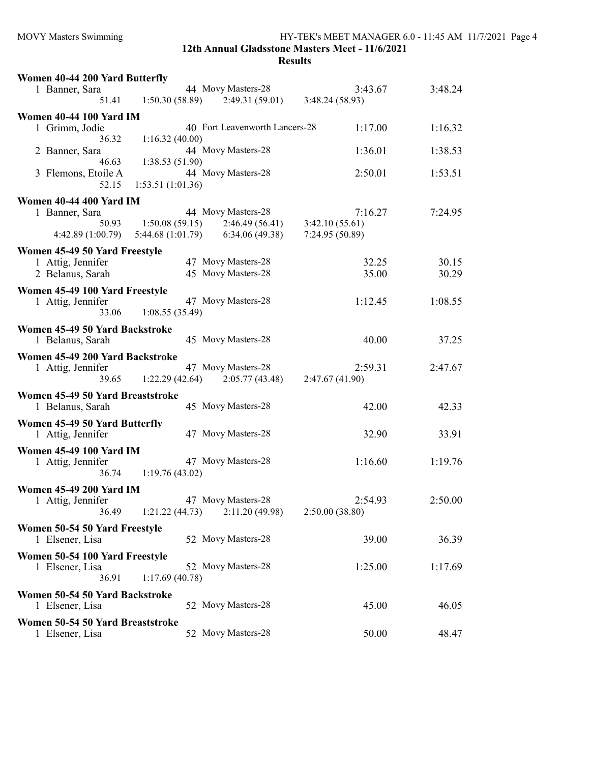**12th Annual Gladsstone Masters Meet - 11/6/2021**

**Results**

**Women 40-44 200 Yard Butterfly**

| | Name | Age | Team | Seed Time | Finals Time |
|---|---|---|---|---|---|
| 1 | Banner, Sara | 44 | Movy Masters-28 | 3:43.67 | 3:48.24 |

51.41 1:50.30 (58.89) 2:49.31 (59.01) 3:48.24 (58.93)

**Women 40-44 100 Yard IM**

| | Name | Age | Team | Seed Time | Finals Time |
|---|---|---|---|---|---|
| 1 | Grimm, Jodie | 40 | Fort Leavenworth Lancers-28 | 1:17.00 | 1:16.32 |
| | 36.32 | 1:16.32 (40.00) | | | |
| 2 | Banner, Sara | 44 | Movy Masters-28 | 1:36.01 | 1:38.53 |
| | 46.63 | 1:38.53 (51.90) | | | |
| 3 | Flemons, Etoile A | 44 | Movy Masters-28 | 2:50.01 | 1:53.51 |
| | 52.15 | 1:53.51 (1:01.36) | | | |

**Women 40-44 400 Yard IM**

| | Name | Age | Team | Seed Time | Finals Time |
|---|---|---|---|---|---|
| 1 | Banner, Sara | 44 | Movy Masters-28 | 7:16.27 | 7:24.95 |

50.93 1:50.08 (59.15) 2:46.49 (56.41) 3:42.10 (55.61)
4:42.89 (1:00.79) 5:44.68 (1:01.79) 6:34.06 (49.38) 7:24.95 (50.89)

**Women 45-49 50 Yard Freestyle**

| | Name | Age | Team | Seed Time | Finals Time |
|---|---|---|---|---|---|
| 1 | Attig, Jennifer | 47 | Movy Masters-28 | 32.25 | 30.15 |
| 2 | Belanus, Sarah | 45 | Movy Masters-28 | 35.00 | 30.29 |

**Women 45-49 100 Yard Freestyle**

| | Name | Age | Team | Seed Time | Finals Time |
|---|---|---|---|---|---|
| 1 | Attig, Jennifer | 47 | Movy Masters-28 | 1:12.45 | 1:08.55 |

33.06 1:08.55 (35.49)

**Women 45-49 50 Yard Backstroke**

| | Name | Age | Team | Seed Time | Finals Time |
|---|---|---|---|---|---|
| 1 | Belanus, Sarah | 45 | Movy Masters-28 | 40.00 | 37.25 |

**Women 45-49 200 Yard Backstroke**

| | Name | Age | Team | Seed Time | Finals Time |
|---|---|---|---|---|---|
| 1 | Attig, Jennifer | 47 | Movy Masters-28 | 2:59.31 | 2:47.67 |

39.65 1:22.29 (42.64) 2:05.77 (43.48) 2:47.67 (41.90)

**Women 45-49 50 Yard Breaststroke**

| | Name | Age | Team | Seed Time | Finals Time |
|---|---|---|---|---|---|
| 1 | Belanus, Sarah | 45 | Movy Masters-28 | 42.00 | 42.33 |

**Women 45-49 50 Yard Butterfly**

| | Name | Age | Team | Seed Time | Finals Time |
|---|---|---|---|---|---|
| 1 | Attig, Jennifer | 47 | Movy Masters-28 | 32.90 | 33.91 |

**Women 45-49 100 Yard IM**

| | Name | Age | Team | Seed Time | Finals Time |
|---|---|---|---|---|---|
| 1 | Attig, Jennifer | 47 | Movy Masters-28 | 1:16.60 | 1:19.76 |

36.74 1:19.76 (43.02)

**Women 45-49 200 Yard IM**

| | Name | Age | Team | Seed Time | Finals Time |
|---|---|---|---|---|---|
| 1 | Attig, Jennifer | 47 | Movy Masters-28 | 2:54.93 | 2:50.00 |

36.49 1:21.22 (44.73) 2:11.20 (49.98) 2:50.00 (38.80)

**Women 50-54 50 Yard Freestyle**

| | Name | Age | Team | Seed Time | Finals Time |
|---|---|---|---|---|---|
| 1 | Elsener, Lisa | 52 | Movy Masters-28 | 39.00 | 36.39 |

**Women 50-54 100 Yard Freestyle**

| | Name | Age | Team | Seed Time | Finals Time |
|---|---|---|---|---|---|
| 1 | Elsener, Lisa | 52 | Movy Masters-28 | 1:25.00 | 1:17.69 |

36.91 1:17.69 (40.78)

**Women 50-54 50 Yard Backstroke**

| | Name | Age | Team | Seed Time | Finals Time |
|---|---|---|---|---|---|
| 1 | Elsener, Lisa | 52 | Movy Masters-28 | 45.00 | 46.05 |

**Women 50-54 50 Yard Breaststroke**

| | Name | Age | Team | Seed Time | Finals Time |
|---|---|---|---|---|---|
| 1 | Elsener, Lisa | 52 | Movy Masters-28 | 50.00 | 48.47 |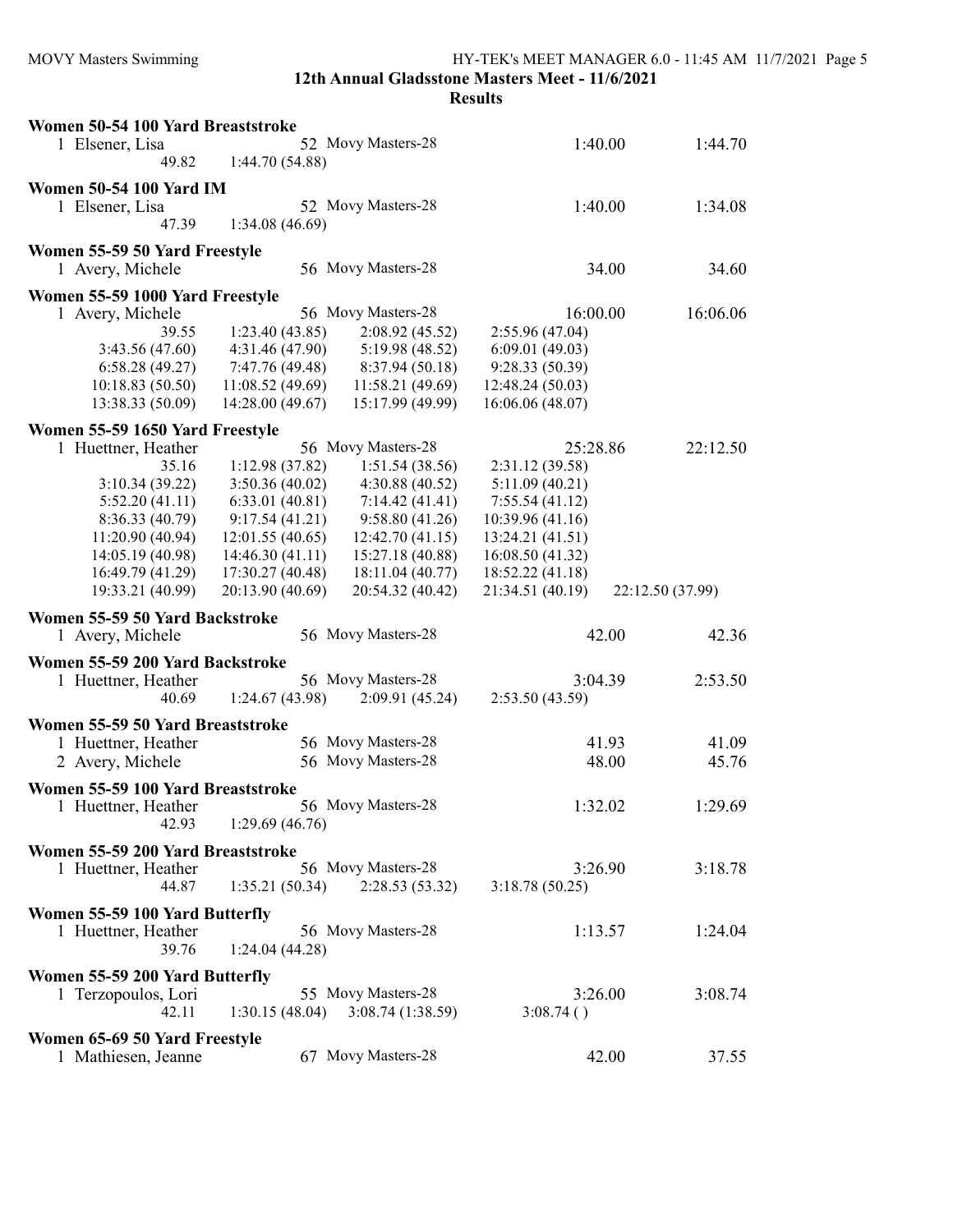## 12th Annual Gladsstone Masters Meet - 11/6/2021

### Results

**Women 50-54 100 Yard Breaststroke**

```
  1 Elsener, Lisa                 52 Movy Masters-28                1:40.00      1:44.70
        49.82     1:44.70 (54.88)
```

**Women 50-54 100 Yard IM**

```
  1 Elsener, Lisa                 52 Movy Masters-28                1:40.00      1:34.08
        47.39     1:34.08 (46.69)
```

**Women 55-59 50 Yard Freestyle**

```
  1 Avery, Michele                56 Movy Masters-28                  34.00        34.60
```

**Women 55-59 1000 Yard Freestyle**

```
  1 Avery, Michele                56 Movy Masters-28               16:00.00     16:06.06
        39.55       1:23.40 (43.85)   2:08.92 (45.52)   2:55.96 (47.04)
      3:43.56 (47.60)   4:31.46 (47.90)   5:19.98 (48.52)   6:09.01 (49.03)
      6:58.28 (49.27)   7:47.76 (49.48)   8:37.94 (50.18)   9:28.33 (50.39)
     10:18.83 (50.50)  11:08.52 (49.69)  11:58.21 (49.69)  12:48.24 (50.03)
     13:38.33 (50.09)  14:28.00 (49.67)  15:17.99 (49.99)  16:06.06 (48.07)
```

**Women 55-59 1650 Yard Freestyle**

```
  1 Huettner, Heather             56 Movy Masters-28               25:28.86     22:12.50
        35.16       1:12.98 (37.82)   1:51.54 (38.56)   2:31.12 (39.58)
      3:10.34 (39.22)   3:50.36 (40.02)   4:30.88 (40.52)   5:11.09 (40.21)
      5:52.20 (41.11)   6:33.01 (40.81)   7:14.42 (41.41)   7:55.54 (41.12)
      8:36.33 (40.79)   9:17.54 (41.21)   9:58.80 (41.26)  10:39.96 (41.16)
     11:20.90 (40.94)  12:01.55 (40.65)  12:42.70 (41.15)  13:24.21 (41.51)
     14:05.19 (40.98)  14:46.30 (41.11)  15:27.18 (40.88)  16:08.50 (41.32)
     16:49.79 (41.29)  17:30.27 (40.48)  18:11.04 (40.77)  18:52.22 (41.18)
     19:33.21 (40.99)  20:13.90 (40.69)  20:54.32 (40.42)  21:34.51 (40.19)  22:12.50 (37.99)
```

**Women 55-59 50 Yard Backstroke**

```
  1 Avery, Michele                56 Movy Masters-28                  42.00        42.36
```

**Women 55-59 200 Yard Backstroke**

```
  1 Huettner, Heather             56 Movy Masters-28                3:04.39      2:53.50
        40.69       1:24.67 (43.98)   2:09.91 (45.24)   2:53.50 (43.59)
```

**Women 55-59 50 Yard Breaststroke**

```
  1 Huettner, Heather             56 Movy Masters-28                  41.93        41.09
  2 Avery, Michele                56 Movy Masters-28                  48.00        45.76
```

**Women 55-59 100 Yard Breaststroke**

```
  1 Huettner, Heather             56 Movy Masters-28                1:32.02      1:29.69
        42.93     1:29.69 (46.76)
```

**Women 55-59 200 Yard Breaststroke**

```
  1 Huettner, Heather             56 Movy Masters-28                3:26.90      3:18.78
        44.87       1:35.21 (50.34)   2:28.53 (53.32)   3:18.78 (50.25)
```

**Women 55-59 100 Yard Butterfly**

```
  1 Huettner, Heather             56 Movy Masters-28                1:13.57      1:24.04
        39.76     1:24.04 (44.28)
```

**Women 55-59 200 Yard Butterfly**

```
  1 Terzopoulos, Lori             55 Movy Masters-28                3:26.00      3:08.74
        42.11       1:30.15 (48.04)   3:08.74 (1:38.59)   3:08.74 ( )
```

**Women 65-69 50 Yard Freestyle**

```
  1 Mathiesen, Jeanne             67 Movy Masters-28                  42.00        37.55
```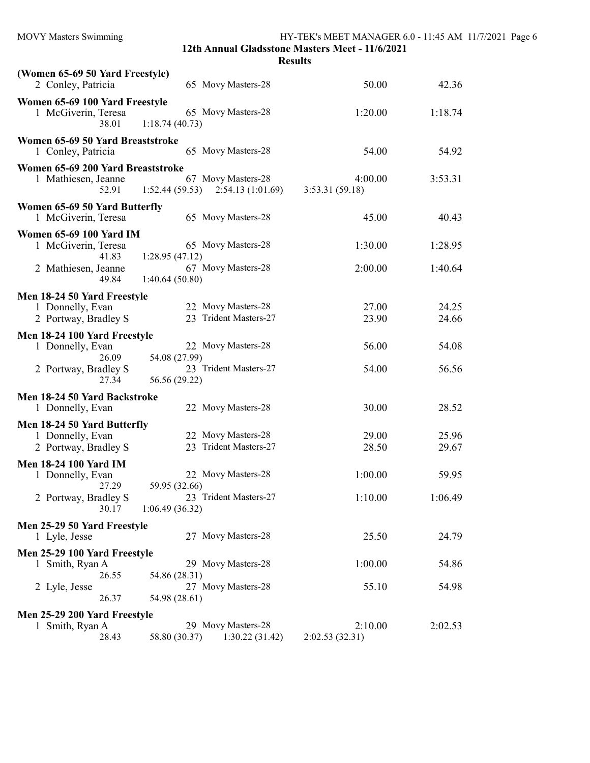## 12th Annual Gladsstone Masters Meet - 11/6/2021

### Results

**(Women 65-69 50 Yard Freestyle)**

| Place | Name | Age | Team | Seed Time | Finals Time |
|---|---|---|---|---|---|
| 2 | Conley, Patricia | 65 | Movy Masters-28 | 50.00 | 42.36 |

**Women 65-69 100 Yard Freestyle**

| Place | Name | Age | Team | Seed Time | Finals Time |
|---|---|---|---|---|---|
| 1 | McGiverin, Teresa | 65 | Movy Masters-28 | 1:20.00 | 1:18.74 |
| | 38.01 &nbsp; 1:18.74 (40.73) | | | | |

**Women 65-69 50 Yard Breaststroke**

| Place | Name | Age | Team | Seed Time | Finals Time |
|---|---|---|---|---|---|
| 1 | Conley, Patricia | 65 | Movy Masters-28 | 54.00 | 54.92 |

**Women 65-69 200 Yard Breaststroke**

| Place | Name | Age | Team | Seed Time | Finals Time |
|---|---|---|---|---|---|
| 1 | Mathiesen, Jeanne | 67 | Movy Masters-28 | 4:00.00 | 3:53.31 |
| | 52.91 &nbsp; 1:52.44 (59.53) &nbsp; 2:54.13 (1:01.69) &nbsp; 3:53.31 (59.18) | | | | |

**Women 65-69 50 Yard Butterfly**

| Place | Name | Age | Team | Seed Time | Finals Time |
|---|---|---|---|---|---|
| 1 | McGiverin, Teresa | 65 | Movy Masters-28 | 45.00 | 40.43 |

**Women 65-69 100 Yard IM**

| Place | Name | Age | Team | Seed Time | Finals Time |
|---|---|---|---|---|---|
| 1 | McGiverin, Teresa | 65 | Movy Masters-28 | 1:30.00 | 1:28.95 |
| | 41.83 &nbsp; 1:28.95 (47.12) | | | | |
| 2 | Mathiesen, Jeanne | 67 | Movy Masters-28 | 2:00.00 | 1:40.64 |
| | 49.84 &nbsp; 1:40.64 (50.80) | | | | |

**Men 18-24 50 Yard Freestyle**

| Place | Name | Age | Team | Seed Time | Finals Time |
|---|---|---|---|---|---|
| 1 | Donnelly, Evan | 22 | Movy Masters-28 | 27.00 | 24.25 |
| 2 | Portway, Bradley S | 23 | Trident Masters-27 | 23.90 | 24.66 |

**Men 18-24 100 Yard Freestyle**

| Place | Name | Age | Team | Seed Time | Finals Time |
|---|---|---|---|---|---|
| 1 | Donnelly, Evan | 22 | Movy Masters-28 | 56.00 | 54.08 |
| | 26.09 &nbsp; 54.08 (27.99) | | | | |
| 2 | Portway, Bradley S | 23 | Trident Masters-27 | 54.00 | 56.56 |
| | 27.34 &nbsp; 56.56 (29.22) | | | | |

**Men 18-24 50 Yard Backstroke**

| Place | Name | Age | Team | Seed Time | Finals Time |
|---|---|---|---|---|---|
| 1 | Donnelly, Evan | 22 | Movy Masters-28 | 30.00 | 28.52 |

**Men 18-24 50 Yard Butterfly**

| Place | Name | Age | Team | Seed Time | Finals Time |
|---|---|---|---|---|---|
| 1 | Donnelly, Evan | 22 | Movy Masters-28 | 29.00 | 25.96 |
| 2 | Portway, Bradley S | 23 | Trident Masters-27 | 28.50 | 29.67 |

**Men 18-24 100 Yard IM**

| Place | Name | Age | Team | Seed Time | Finals Time |
|---|---|---|---|---|---|
| 1 | Donnelly, Evan | 22 | Movy Masters-28 | 1:00.00 | 59.95 |
| | 27.29 &nbsp; 59.95 (32.66) | | | | |
| 2 | Portway, Bradley S | 23 | Trident Masters-27 | 1:10.00 | 1:06.49 |
| | 30.17 &nbsp; 1:06.49 (36.32) | | | | |

**Men 25-29 50 Yard Freestyle**

| Place | Name | Age | Team | Seed Time | Finals Time |
|---|---|---|---|---|---|
| 1 | Lyle, Jesse | 27 | Movy Masters-28 | 25.50 | 24.79 |

**Men 25-29 100 Yard Freestyle**

| Place | Name | Age | Team | Seed Time | Finals Time |
|---|---|---|---|---|---|
| 1 | Smith, Ryan A | 29 | Movy Masters-28 | 1:00.00 | 54.86 |
| | 26.55 &nbsp; 54.86 (28.31) | | | | |
| 2 | Lyle, Jesse | 27 | Movy Masters-28 | 55.10 | 54.98 |
| | 26.37 &nbsp; 54.98 (28.61) | | | | |

**Men 25-29 200 Yard Freestyle**

| Place | Name | Age | Team | Seed Time | Finals Time |
|---|---|---|---|---|---|
| 1 | Smith, Ryan A | 29 | Movy Masters-28 | 2:10.00 | 2:02.53 |
| | 28.43 &nbsp; 58.80 (30.37) &nbsp; 1:30.22 (31.42) &nbsp; 2:02.53 (32.31) | | | | |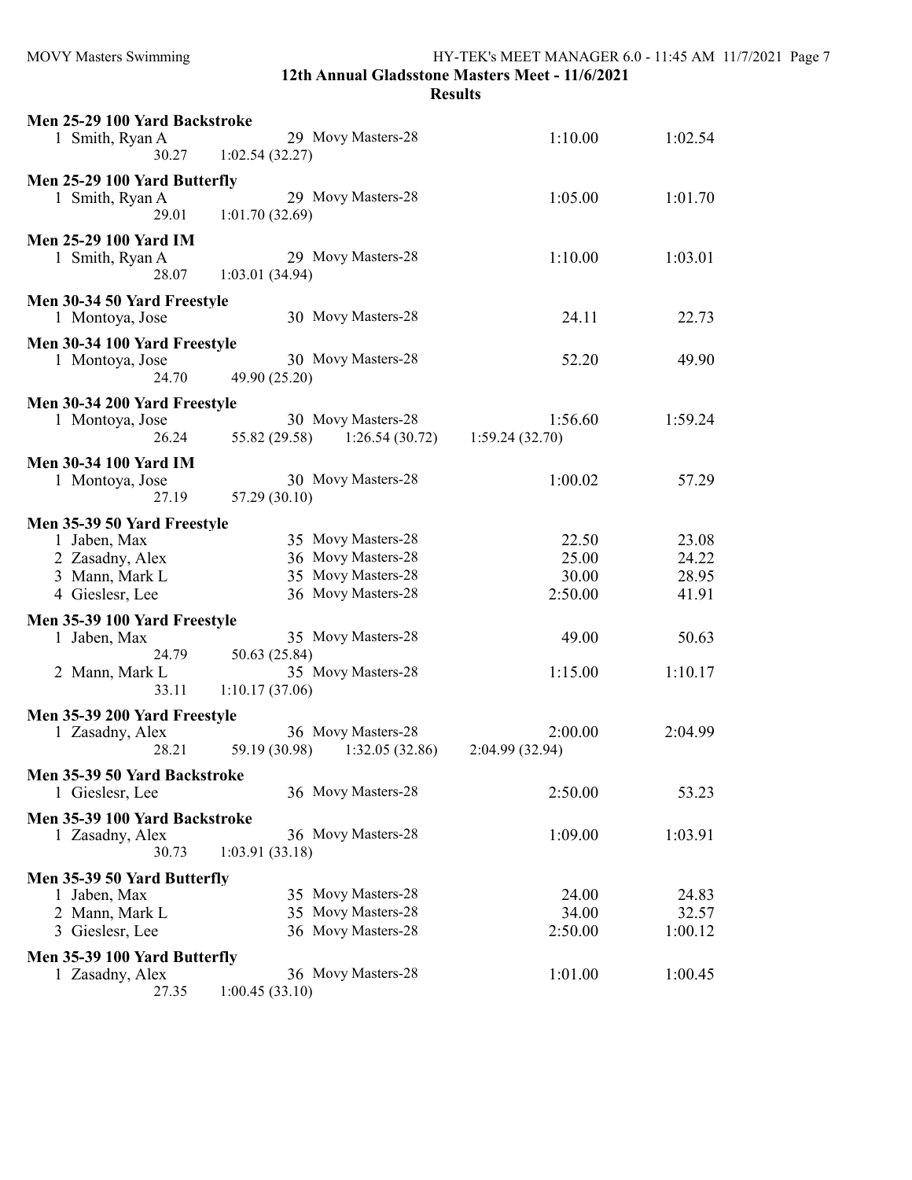**12th Annual Gladsstone Masters Meet - 11/6/2021**

**Results**

**Men 25-29 100 Yard Backstroke**

| Place | Name | Age | Team | Seed Time | Finals Time |
|---|---|---|---|---|---|
| 1 | Smith, Ryan A | 29 | Movy Masters-28 | 1:10.00 | 1:02.54 |
| | 30.27 | 1:02.54 (32.27) | | | |

**Men 25-29 100 Yard Butterfly**

| Place | Name | Age | Team | Seed Time | Finals Time |
|---|---|---|---|---|---|
| 1 | Smith, Ryan A | 29 | Movy Masters-28 | 1:05.00 | 1:01.70 |
| | 29.01 | 1:01.70 (32.69) | | | |

**Men 25-29 100 Yard IM**

| Place | Name | Age | Team | Seed Time | Finals Time |
|---|---|---|---|---|---|
| 1 | Smith, Ryan A | 29 | Movy Masters-28 | 1:10.00 | 1:03.01 |
| | 28.07 | 1:03.01 (34.94) | | | |

**Men 30-34 50 Yard Freestyle**

| Place | Name | Age | Team | Seed Time | Finals Time |
|---|---|---|---|---|---|
| 1 | Montoya, Jose | 30 | Movy Masters-28 | 24.11 | 22.73 |

**Men 30-34 100 Yard Freestyle**

| Place | Name | Age | Team | Seed Time | Finals Time |
|---|---|---|---|---|---|
| 1 | Montoya, Jose | 30 | Movy Masters-28 | 52.20 | 49.90 |
| | 24.70 | 49.90 (25.20) | | | |

**Men 30-34 200 Yard Freestyle**

| Place | Name | Age | Team | Seed Time | Finals Time |
|---|---|---|---|---|---|
| 1 | Montoya, Jose | 30 | Movy Masters-28 | 1:56.60 | 1:59.24 |
| | 26.24 | 55.82 (29.58) | 1:26.54 (30.72) | 1:59.24 (32.70) | |

**Men 30-34 100 Yard IM**

| Place | Name | Age | Team | Seed Time | Finals Time |
|---|---|---|---|---|---|
| 1 | Montoya, Jose | 30 | Movy Masters-28 | 1:00.02 | 57.29 |
| | 27.19 | 57.29 (30.10) | | | |

**Men 35-39 50 Yard Freestyle**

| Place | Name | Age | Team | Seed Time | Finals Time |
|---|---|---|---|---|---|
| 1 | Jaben, Max | 35 | Movy Masters-28 | 22.50 | 23.08 |
| 2 | Zasadny, Alex | 36 | Movy Masters-28 | 25.00 | 24.22 |
| 3 | Mann, Mark L | 35 | Movy Masters-28 | 30.00 | 28.95 |
| 4 | Gieslesr, Lee | 36 | Movy Masters-28 | 2:50.00 | 41.91 |

**Men 35-39 100 Yard Freestyle**

| Place | Name | Age | Team | Seed Time | Finals Time |
|---|---|---|---|---|---|
| 1 | Jaben, Max | 35 | Movy Masters-28 | 49.00 | 50.63 |
| | 24.79 | 50.63 (25.84) | | | |
| 2 | Mann, Mark L | 35 | Movy Masters-28 | 1:15.00 | 1:10.17 |
| | 33.11 | 1:10.17 (37.06) | | | |

**Men 35-39 200 Yard Freestyle**

| Place | Name | Age | Team | Seed Time | Finals Time |
|---|---|---|---|---|---|
| 1 | Zasadny, Alex | 36 | Movy Masters-28 | 2:00.00 | 2:04.99 |
| | 28.21 | 59.19 (30.98) | 1:32.05 (32.86) | 2:04.99 (32.94) | |

**Men 35-39 50 Yard Backstroke**

| Place | Name | Age | Team | Seed Time | Finals Time |
|---|---|---|---|---|---|
| 1 | Gieslesr, Lee | 36 | Movy Masters-28 | 2:50.00 | 53.23 |

**Men 35-39 100 Yard Backstroke**

| Place | Name | Age | Team | Seed Time | Finals Time |
|---|---|---|---|---|---|
| 1 | Zasadny, Alex | 36 | Movy Masters-28 | 1:09.00 | 1:03.91 |
| | 30.73 | 1:03.91 (33.18) | | | |

**Men 35-39 50 Yard Butterfly**

| Place | Name | Age | Team | Seed Time | Finals Time |
|---|---|---|---|---|---|
| 1 | Jaben, Max | 35 | Movy Masters-28 | 24.00 | 24.83 |
| 2 | Mann, Mark L | 35 | Movy Masters-28 | 34.00 | 32.57 |
| 3 | Gieslesr, Lee | 36 | Movy Masters-28 | 2:50.00 | 1:00.12 |

**Men 35-39 100 Yard Butterfly**

| Place | Name | Age | Team | Seed Time | Finals Time |
|---|---|---|---|---|---|
| 1 | Zasadny, Alex | 36 | Movy Masters-28 | 1:01.00 | 1:00.45 |
| | 27.35 | 1:00.45 (33.10) | | | |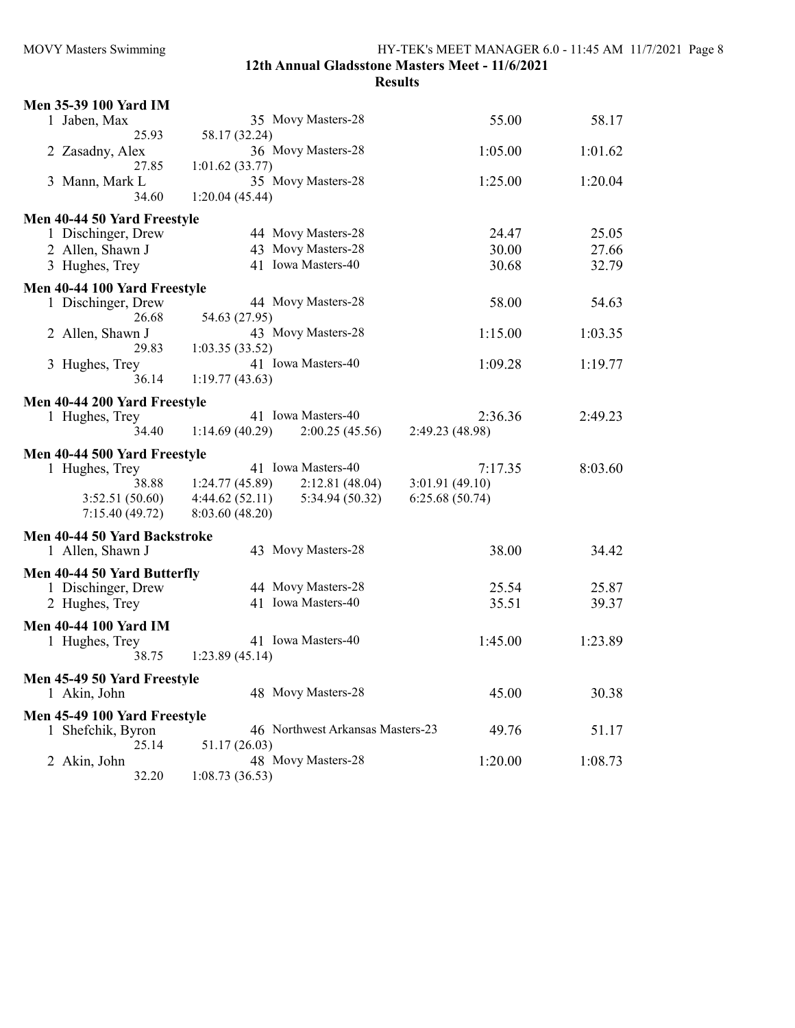**12th Annual Gladsstone Masters Meet - 11/6/2021**

**Results**

### Men 35-39 100 Yard IM

| Place | Name | Age | Team | Seed Time | Finals Time |
|---|---|---|---|---|---|
| 1 | Jaben, Max | 35 | Movy Masters-28 | 55.00 | 58.17 |
| | 25.93 | 58.17 (32.24) | | | |
| 2 | Zasadny, Alex | 36 | Movy Masters-28 | 1:05.00 | 1:01.62 |
| | 27.85 | 1:01.62 (33.77) | | | |
| 3 | Mann, Mark L | 35 | Movy Masters-28 | 1:25.00 | 1:20.04 |
| | 34.60 | 1:20.04 (45.44) | | | |

### Men 40-44 50 Yard Freestyle

| Place | Name | Age | Team | Seed Time | Finals Time |
|---|---|---|---|---|---|
| 1 | Dischinger, Drew | 44 | Movy Masters-28 | 24.47 | 25.05 |
| 2 | Allen, Shawn J | 43 | Movy Masters-28 | 30.00 | 27.66 |
| 3 | Hughes, Trey | 41 | Iowa Masters-40 | 30.68 | 32.79 |

### Men 40-44 100 Yard Freestyle

| Place | Name | Age | Team | Seed Time | Finals Time |
|---|---|---|---|---|---|
| 1 | Dischinger, Drew | 44 | Movy Masters-28 | 58.00 | 54.63 |
| | 26.68 | 54.63 (27.95) | | | |
| 2 | Allen, Shawn J | 43 | Movy Masters-28 | 1:15.00 | 1:03.35 |
| | 29.83 | 1:03.35 (33.52) | | | |
| 3 | Hughes, Trey | 41 | Iowa Masters-40 | 1:09.28 | 1:19.77 |
| | 36.14 | 1:19.77 (43.63) | | | |

### Men 40-44 200 Yard Freestyle

| Place | Name | Age | Team | Seed Time | Finals Time |
|---|---|---|---|---|---|
| 1 | Hughes, Trey | 41 | Iowa Masters-40 | 2:36.36 | 2:49.23 |
| | 34.40 | 1:14.69 (40.29) | 2:00.25 (45.56) | 2:49.23 (48.98) | |

### Men 40-44 500 Yard Freestyle

| Place | Name | Age | Team | Seed Time | Finals Time |
|---|---|---|---|---|---|
| 1 | Hughes, Trey | 41 | Iowa Masters-40 | 7:17.35 | 8:03.60 |
| | 38.88 | 1:24.77 (45.89) | 2:12.81 (48.04) | 3:01.91 (49.10) | |
| | 3:52.51 (50.60) | 4:44.62 (52.11) | 5:34.94 (50.32) | 6:25.68 (50.74) | |
| | 7:15.40 (49.72) | 8:03.60 (48.20) | | | |

### Men 40-44 50 Yard Backstroke

| Place | Name | Age | Team | Seed Time | Finals Time |
|---|---|---|---|---|---|
| 1 | Allen, Shawn J | 43 | Movy Masters-28 | 38.00 | 34.42 |

### Men 40-44 50 Yard Butterfly

| Place | Name | Age | Team | Seed Time | Finals Time |
|---|---|---|---|---|---|
| 1 | Dischinger, Drew | 44 | Movy Masters-28 | 25.54 | 25.87 |
| 2 | Hughes, Trey | 41 | Iowa Masters-40 | 35.51 | 39.37 |

### Men 40-44 100 Yard IM

| Place | Name | Age | Team | Seed Time | Finals Time |
|---|---|---|---|---|---|
| 1 | Hughes, Trey | 41 | Iowa Masters-40 | 1:45.00 | 1:23.89 |
| | 38.75 | 1:23.89 (45.14) | | | |

### Men 45-49 50 Yard Freestyle

| Place | Name | Age | Team | Seed Time | Finals Time |
|---|---|---|---|---|---|
| 1 | Akin, John | 48 | Movy Masters-28 | 45.00 | 30.38 |

### Men 45-49 100 Yard Freestyle

| Place | Name | Age | Team | Seed Time | Finals Time |
|---|---|---|---|---|---|
| 1 | Shefchik, Byron | 46 | Northwest Arkansas Masters-23 | 49.76 | 51.17 |
| | 25.14 | 51.17 (26.03) | | | |
| 2 | Akin, John | 48 | Movy Masters-28 | 1:20.00 | 1:08.73 |
| | 32.20 | 1:08.73 (36.53) | | | |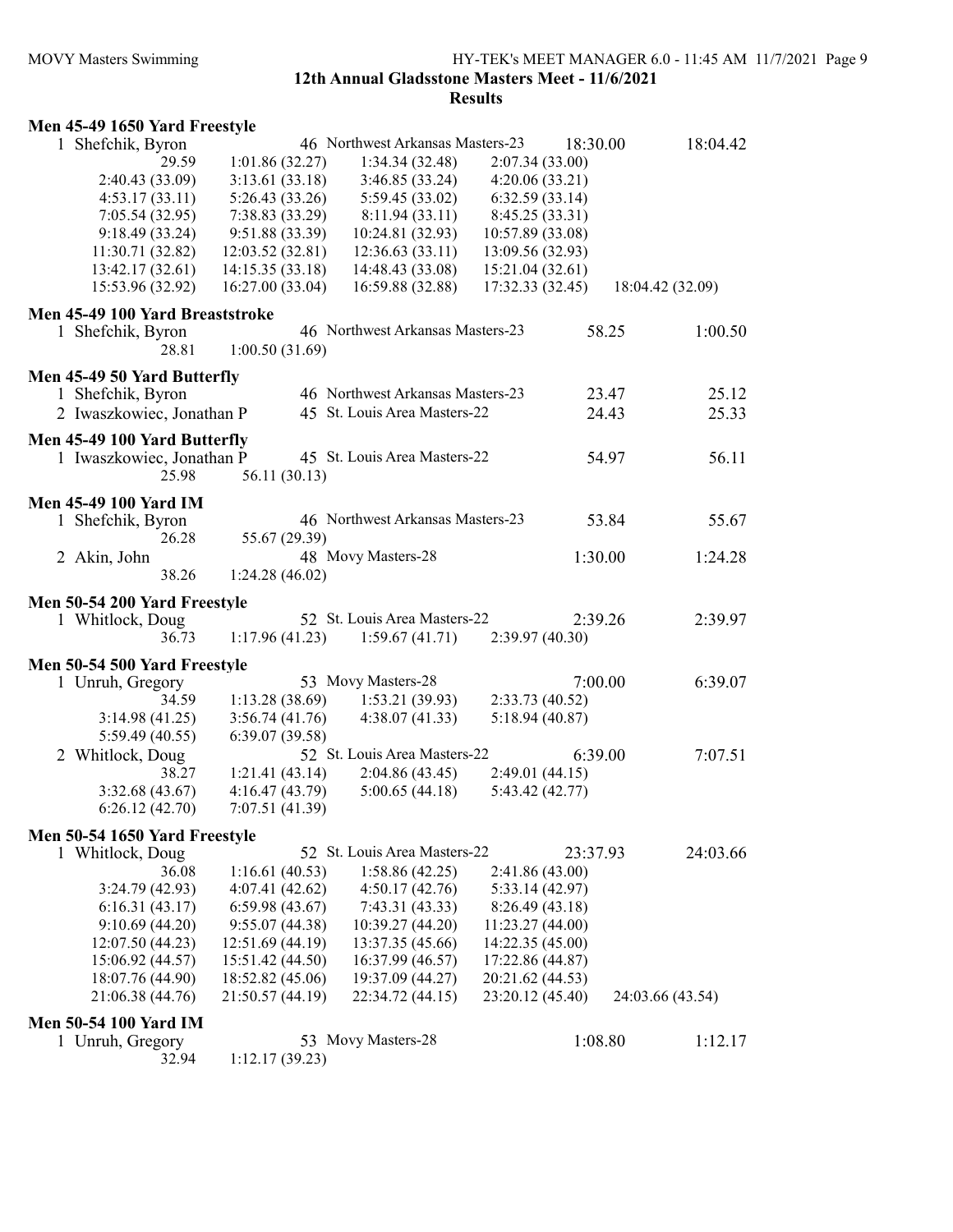**12th Annual Gladsstone Masters Meet - 11/6/2021**

**Results**

### Men 45-49 1650 Yard Freestyle

1 Shefchik, Byron — 46 Northwest Arkansas Masters-23 — 18:30.00 — 18:04.42

| | | | | |
|---|---|---|---|---|
| 29.59 | 1:01.86 (32.27) | 1:34.34 (32.48) | 2:07.34 (33.00) | |
| 2:40.43 (33.09) | 3:13.61 (33.18) | 3:46.85 (33.24) | 4:20.06 (33.21) | |
| 4:53.17 (33.11) | 5:26.43 (33.26) | 5:59.45 (33.02) | 6:32.59 (33.14) | |
| 7:05.54 (32.95) | 7:38.83 (33.29) | 8:11.94 (33.11) | 8:45.25 (33.31) | |
| 9:18.49 (33.24) | 9:51.88 (33.39) | 10:24.81 (32.93) | 10:57.89 (33.08) | |
| 11:30.71 (32.82) | 12:03.52 (32.81) | 12:36.63 (33.11) | 13:09.56 (32.93) | |
| 13:42.17 (32.61) | 14:15.35 (33.18) | 14:48.43 (33.08) | 15:21.04 (32.61) | |
| 15:53.96 (32.92) | 16:27.00 (33.04) | 16:59.88 (32.88) | 17:32.33 (32.45) | 18:04.42 (32.09) |

### Men 45-49 100 Yard Breaststroke

1 Shefchik, Byron — 46 Northwest Arkansas Masters-23 — 58.25 — 1:00.50

28.81 — 1:00.50 (31.69)

### Men 45-49 50 Yard Butterfly

1 Shefchik, Byron — 46 Northwest Arkansas Masters-23 — 23.47 — 25.12

2 Iwaszkowiec, Jonathan P — 45 St. Louis Area Masters-22 — 24.43 — 25.33

### Men 45-49 100 Yard Butterfly

1 Iwaszkowiec, Jonathan P — 45 St. Louis Area Masters-22 — 54.97 — 56.11

25.98 — 56.11 (30.13)

### Men 45-49 100 Yard IM

1 Shefchik, Byron — 46 Northwest Arkansas Masters-23 — 53.84 — 55.67

26.28 — 55.67 (29.39)

2 Akin, John — 48 Movy Masters-28 — 1:30.00 — 1:24.28

38.26 — 1:24.28 (46.02)

### Men 50-54 200 Yard Freestyle

1 Whitlock, Doug — 52 St. Louis Area Masters-22 — 2:39.26 — 2:39.97

36.73 — 1:17.96 (41.23) — 1:59.67 (41.71) — 2:39.97 (40.30)

### Men 50-54 500 Yard Freestyle

1 Unruh, Gregory — 53 Movy Masters-28 — 7:00.00 — 6:39.07

| | | | |
|---|---|---|---|
| 34.59 | 1:13.28 (38.69) | 1:53.21 (39.93) | 2:33.73 (40.52) |
| 3:14.98 (41.25) | 3:56.74 (41.76) | 4:38.07 (41.33) | 5:18.94 (40.87) |
| 5:59.49 (40.55) | 6:39.07 (39.58) | | |

2 Whitlock, Doug — 52 St. Louis Area Masters-22 — 6:39.00 — 7:07.51

| | | | |
|---|---|---|---|
| 38.27 | 1:21.41 (43.14) | 2:04.86 (43.45) | 2:49.01 (44.15) |
| 3:32.68 (43.67) | 4:16.47 (43.79) | 5:00.65 (44.18) | 5:43.42 (42.77) |
| 6:26.12 (42.70) | 7:07.51 (41.39) | | |

### Men 50-54 1650 Yard Freestyle

1 Whitlock, Doug — 52 St. Louis Area Masters-22 — 23:37.93 — 24:03.66

| | | | | |
|---|---|---|---|---|
| 36.08 | 1:16.61 (40.53) | 1:58.86 (42.25) | 2:41.86 (43.00) | |
| 3:24.79 (42.93) | 4:07.41 (42.62) | 4:50.17 (42.76) | 5:33.14 (42.97) | |
| 6:16.31 (43.17) | 6:59.98 (43.67) | 7:43.31 (43.33) | 8:26.49 (43.18) | |
| 9:10.69 (44.20) | 9:55.07 (44.38) | 10:39.27 (44.20) | 11:23.27 (44.00) | |
| 12:07.50 (44.23) | 12:51.69 (44.19) | 13:37.35 (45.66) | 14:22.35 (45.00) | |
| 15:06.92 (44.57) | 15:51.42 (44.50) | 16:37.99 (46.57) | 17:22.86 (44.87) | |
| 18:07.76 (44.90) | 18:52.82 (45.06) | 19:37.09 (44.27) | 20:21.62 (44.53) | |
| 21:06.38 (44.76) | 21:50.57 (44.19) | 22:34.72 (44.15) | 23:20.12 (45.40) | 24:03.66 (43.54) |

### Men 50-54 100 Yard IM

1 Unruh, Gregory — 53 Movy Masters-28 — 1:08.80 — 1:12.17

32.94 — 1:12.17 (39.23)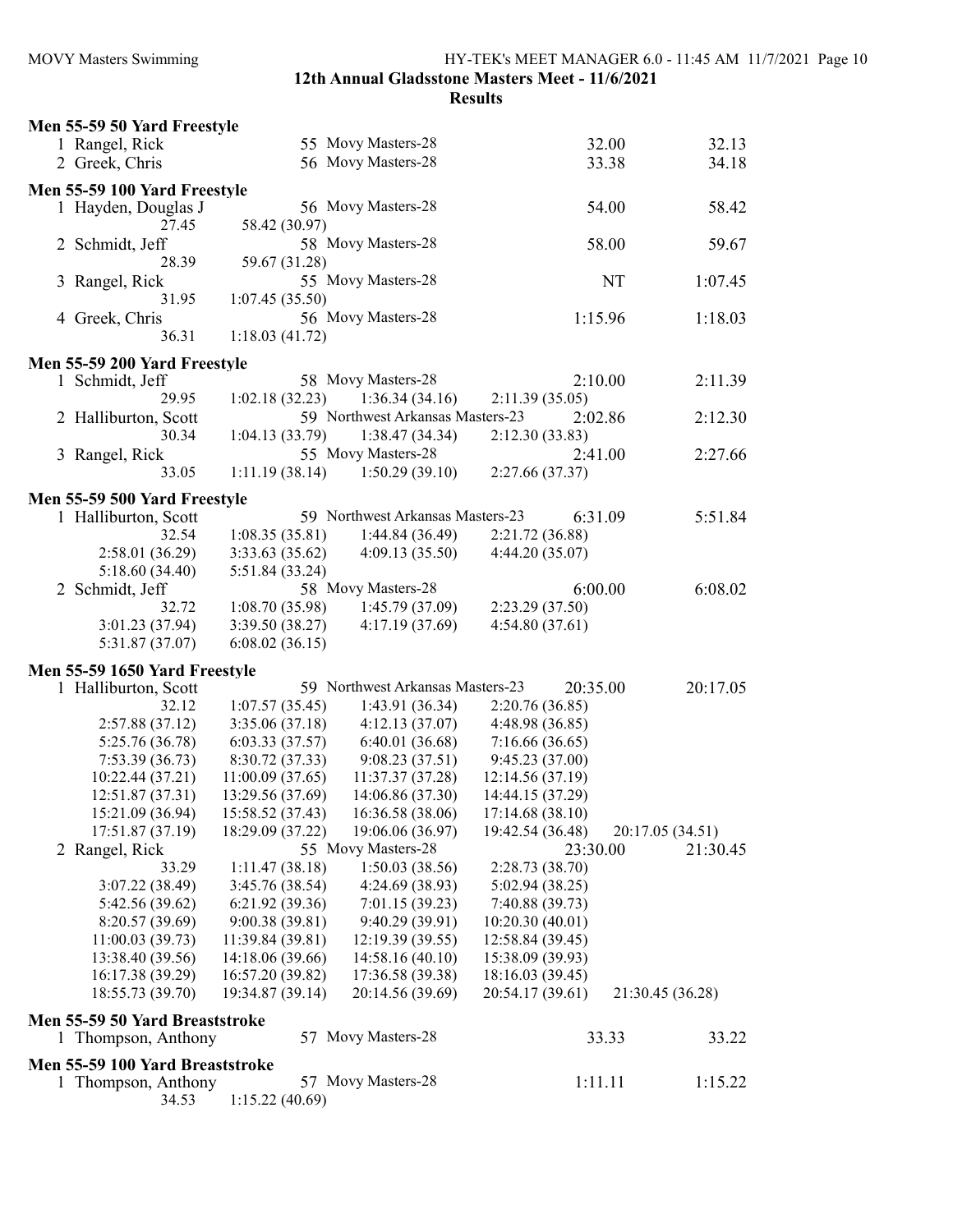## 12th Annual Gladstone Masters Meet - 11/6/2021

### Results

**Men 55-59 50 Yard Freestyle**

| | Name | Age | Team | Seed Time | Finals Time |
|---|---|---|---|---|---|
| 1 | Rangel, Rick | 55 | Movy Masters-28 | 32.00 | 32.13 |
| 2 | Greek, Chris | 56 | Movy Masters-28 | 33.38 | 34.18 |

**Men 55-59 100 Yard Freestyle**

| | Name | Age | Team | Seed Time | Finals Time |
|---|---|---|---|---|---|
| 1 | Hayden, Douglas J | 56 | Movy Masters-28 | 54.00 | 58.42 |
| | 27.45 | 58.42 (30.97) | | | |
| 2 | Schmidt, Jeff | 58 | Movy Masters-28 | 58.00 | 59.67 |
| | 28.39 | 59.67 (31.28) | | | |
| 3 | Rangel, Rick | 55 | Movy Masters-28 | NT | 1:07.45 |
| | 31.95 | 1:07.45 (35.50) | | | |
| 4 | Greek, Chris | 56 | Movy Masters-28 | 1:15.96 | 1:18.03 |
| | 36.31 | 1:18.03 (41.72) | | | |

**Men 55-59 200 Yard Freestyle**

| | Name | Age | Team | Seed Time | Finals Time |
|---|---|---|---|---|---|
| 1 | Schmidt, Jeff | 58 | Movy Masters-28 | 2:10.00 | 2:11.39 |
| | 29.95 | 1:02.18 (32.23) | 1:36.34 (34.16) | 2:11.39 (35.05) | |
| 2 | Halliburton, Scott | 59 | Northwest Arkansas Masters-23 | 2:02.86 | 2:12.30 |
| | 30.34 | 1:04.13 (33.79) | 1:38.47 (34.34) | 2:12.30 (33.83) | |
| 3 | Rangel, Rick | 55 | Movy Masters-28 | 2:41.00 | 2:27.66 |
| | 33.05 | 1:11.19 (38.14) | 1:50.29 (39.10) | 2:27.66 (37.37) | |

**Men 55-59 500 Yard Freestyle**

| | Name | Age | Team | Seed Time | Finals Time |
|---|---|---|---|---|---|
| 1 | Halliburton, Scott | 59 | Northwest Arkansas Masters-23 | 6:31.09 | 5:51.84 |
| | 32.54 | 1:08.35 (35.81) | 1:44.84 (36.49) | 2:21.72 (36.88) | |
| | 2:58.01 (36.29) | 3:33.63 (35.62) | 4:09.13 (35.50) | 4:44.20 (35.07) | |
| | 5:18.60 (34.40) | 5:51.84 (33.24) | | | |
| 2 | Schmidt, Jeff | 58 | Movy Masters-28 | 6:00.00 | 6:08.02 |
| | 32.72 | 1:08.70 (35.98) | 1:45.79 (37.09) | 2:23.29 (37.50) | |
| | 3:01.23 (37.94) | 3:39.50 (38.27) | 4:17.19 (37.69) | 4:54.80 (37.61) | |
| | 5:31.87 (37.07) | 6:08.02 (36.15) | | | |

**Men 55-59 1650 Yard Freestyle**

| | Name | Age | Team | Seed Time | Finals Time |
|---|---|---|---|---|---|
| 1 | Halliburton, Scott | 59 | Northwest Arkansas Masters-23 | 20:35.00 | 20:17.05 |
| | 32.12 | 1:07.57 (35.45) | 1:43.91 (36.34) | 2:20.76 (36.85) | |
| | 2:57.88 (37.12) | 3:35.06 (37.18) | 4:12.13 (37.07) | 4:48.98 (36.85) | |
| | 5:25.76 (36.78) | 6:03.33 (37.57) | 6:40.01 (36.68) | 7:16.66 (36.65) | |
| | 7:53.39 (36.73) | 8:30.72 (37.33) | 9:08.23 (37.51) | 9:45.23 (37.00) | |
| | 10:22.44 (37.21) | 11:00.09 (37.65) | 11:37.37 (37.28) | 12:14.56 (37.19) | |
| | 12:51.87 (37.31) | 13:29.56 (37.69) | 14:06.86 (37.30) | 14:44.15 (37.29) | |
| | 15:21.09 (36.94) | 15:58.52 (37.43) | 16:36.58 (38.06) | 17:14.68 (38.10) | |
| | 17:51.87 (37.19) | 18:29.09 (37.22) | 19:06.06 (36.97) | 19:42.54 (36.48) | 20:17.05 (34.51) |
| 2 | Rangel, Rick | 55 | Movy Masters-28 | 23:30.00 | 21:30.45 |
| | 33.29 | 1:11.47 (38.18) | 1:50.03 (38.56) | 2:28.73 (38.70) | |
| | 3:07.22 (38.49) | 3:45.76 (38.54) | 4:24.69 (38.93) | 5:02.94 (38.25) | |
| | 5:42.56 (39.62) | 6:21.92 (39.36) | 7:01.15 (39.23) | 7:40.88 (39.73) | |
| | 8:20.57 (39.69) | 9:00.38 (39.81) | 9:40.29 (39.91) | 10:20.30 (40.01) | |
| | 11:00.03 (39.73) | 11:39.84 (39.81) | 12:19.39 (39.55) | 12:58.84 (39.45) | |
| | 13:38.40 (39.56) | 14:18.06 (39.66) | 14:58.16 (40.10) | 15:38.09 (39.93) | |
| | 16:17.38 (39.29) | 16:57.20 (39.82) | 17:36.58 (39.38) | 18:16.03 (39.45) | |
| | 18:55.73 (39.70) | 19:34.87 (39.14) | 20:14.56 (39.69) | 20:54.17 (39.61) | 21:30.45 (36.28) |

**Men 55-59 50 Yard Breaststroke**

| | Name | Age | Team | Seed Time | Finals Time |
|---|---|---|---|---|---|
| 1 | Thompson, Anthony | 57 | Movy Masters-28 | 33.33 | 33.22 |

**Men 55-59 100 Yard Breaststroke**

| | Name | Age | Team | Seed Time | Finals Time |
|---|---|---|---|---|---|
| 1 | Thompson, Anthony | 57 | Movy Masters-28 | 1:11.11 | 1:15.22 |
| | 34.53 | 1:15.22 (40.69) | | | |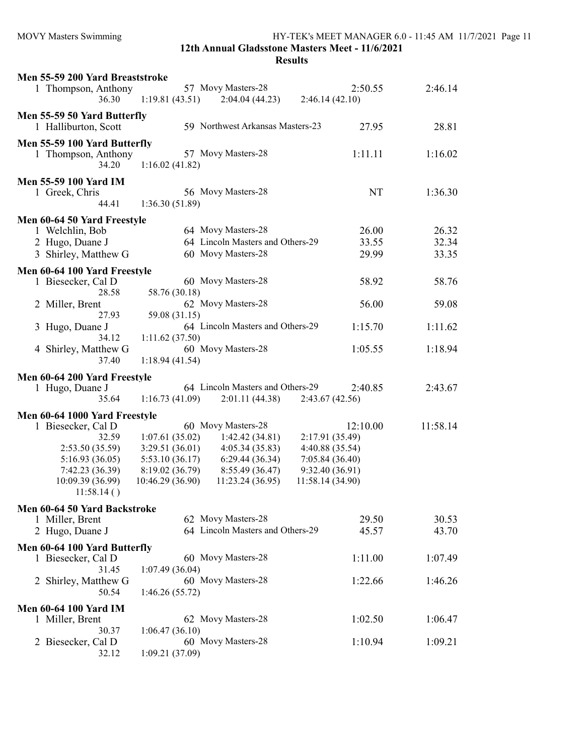**12th Annual Gladsstone Masters Meet - 11/6/2021**

**Results**

### Men 55-59 200 Yard Breaststroke

| Place | Name | Age | Team | Seed Time | Finals Time |
|---|---|---|---|---|---|
| 1 | Thompson, Anthony | 57 | Movy Masters-28 | 2:50.55 | 2:46.14 |

Splits: 36.30, 1:19.81 (43.51), 2:04.04 (44.23), 2:46.14 (42.10)

### Men 55-59 50 Yard Butterfly

| Place | Name | Age | Team | Seed Time | Finals Time |
|---|---|---|---|---|---|
| 1 | Halliburton, Scott | 59 | Northwest Arkansas Masters-23 | 27.95 | 28.81 |

### Men 55-59 100 Yard Butterfly

| Place | Name | Age | Team | Seed Time | Finals Time |
|---|---|---|---|---|---|
| 1 | Thompson, Anthony | 57 | Movy Masters-28 | 1:11.11 | 1:16.02 |

Splits: 34.20, 1:16.02 (41.82)

### Men 55-59 100 Yard IM

| Place | Name | Age | Team | Seed Time | Finals Time |
|---|---|---|---|---|---|
| 1 | Greek, Chris | 56 | Movy Masters-28 | NT | 1:36.30 |

Splits: 44.41, 1:36.30 (51.89)

### Men 60-64 50 Yard Freestyle

| Place | Name | Age | Team | Seed Time | Finals Time |
|---|---|---|---|---|---|
| 1 | Welchlin, Bob | 64 | Movy Masters-28 | 26.00 | 26.32 |
| 2 | Hugo, Duane J | 64 | Lincoln Masters and Others-29 | 33.55 | 32.34 |
| 3 | Shirley, Matthew G | 60 | Movy Masters-28 | 29.99 | 33.35 |

### Men 60-64 100 Yard Freestyle

| Place | Name | Age | Team | Seed Time | Finals Time |
|---|---|---|---|---|---|
| 1 | Biesecker, Cal D | 60 | Movy Masters-28 | 58.92 | 58.76 |
| | 28.58 | 58.76 (30.18) | | | |
| 2 | Miller, Brent | 62 | Movy Masters-28 | 56.00 | 59.08 |
| | 27.93 | 59.08 (31.15) | | | |
| 3 | Hugo, Duane J | 64 | Lincoln Masters and Others-29 | 1:15.70 | 1:11.62 |
| | 34.12 | 1:11.62 (37.50) | | | |
| 4 | Shirley, Matthew G | 60 | Movy Masters-28 | 1:05.55 | 1:18.94 |
| | 37.40 | 1:18.94 (41.54) | | | |

### Men 60-64 200 Yard Freestyle

| Place | Name | Age | Team | Seed Time | Finals Time |
|---|---|---|---|---|---|
| 1 | Hugo, Duane J | 64 | Lincoln Masters and Others-29 | 2:40.85 | 2:43.67 |

Splits: 35.64, 1:16.73 (41.09), 2:01.11 (44.38), 2:43.67 (42.56)

### Men 60-64 1000 Yard Freestyle

| Place | Name | Age | Team | Seed Time | Finals Time |
|---|---|---|---|---|---|
| 1 | Biesecker, Cal D | 60 | Movy Masters-28 | 12:10.00 | 11:58.14 |

Splits:

| | | | |
|---|---|---|---|
| 32.59 | 1:07.61 (35.02) | 1:42.42 (34.81) | 2:17.91 (35.49) |
| 2:53.50 (35.59) | 3:29.51 (36.01) | 4:05.34 (35.83) | 4:40.88 (35.54) |
| 5:16.93 (36.05) | 5:53.10 (36.17) | 6:29.44 (36.34) | 7:05.84 (36.40) |
| 7:42.23 (36.39) | 8:19.02 (36.79) | 8:55.49 (36.47) | 9:32.40 (36.91) |
| 10:09.39 (36.99) | 10:46.29 (36.90) | 11:23.24 (36.95) | 11:58.14 (34.90) |
| 11:58.14 ( ) | | | |

### Men 60-64 50 Yard Backstroke

| Place | Name | Age | Team | Seed Time | Finals Time |
|---|---|---|---|---|---|
| 1 | Miller, Brent | 62 | Movy Masters-28 | 29.50 | 30.53 |
| 2 | Hugo, Duane J | 64 | Lincoln Masters and Others-29 | 45.57 | 43.70 |

### Men 60-64 100 Yard Butterfly

| Place | Name | Age | Team | Seed Time | Finals Time |
|---|---|---|---|---|---|
| 1 | Biesecker, Cal D | 60 | Movy Masters-28 | 1:11.00 | 1:07.49 |
| | 31.45 | 1:07.49 (36.04) | | | |
| 2 | Shirley, Matthew G | 60 | Movy Masters-28 | 1:22.66 | 1:46.26 |
| | 50.54 | 1:46.26 (55.72) | | | |

### Men 60-64 100 Yard IM

| Place | Name | Age | Team | Seed Time | Finals Time |
|---|---|---|---|---|---|
| 1 | Miller, Brent | 62 | Movy Masters-28 | 1:02.50 | 1:06.47 |
| | 30.37 | 1:06.47 (36.10) | | | |
| 2 | Biesecker, Cal D | 60 | Movy Masters-28 | 1:10.94 | 1:09.21 |
| | 32.12 | 1:09.21 (37.09) | | | |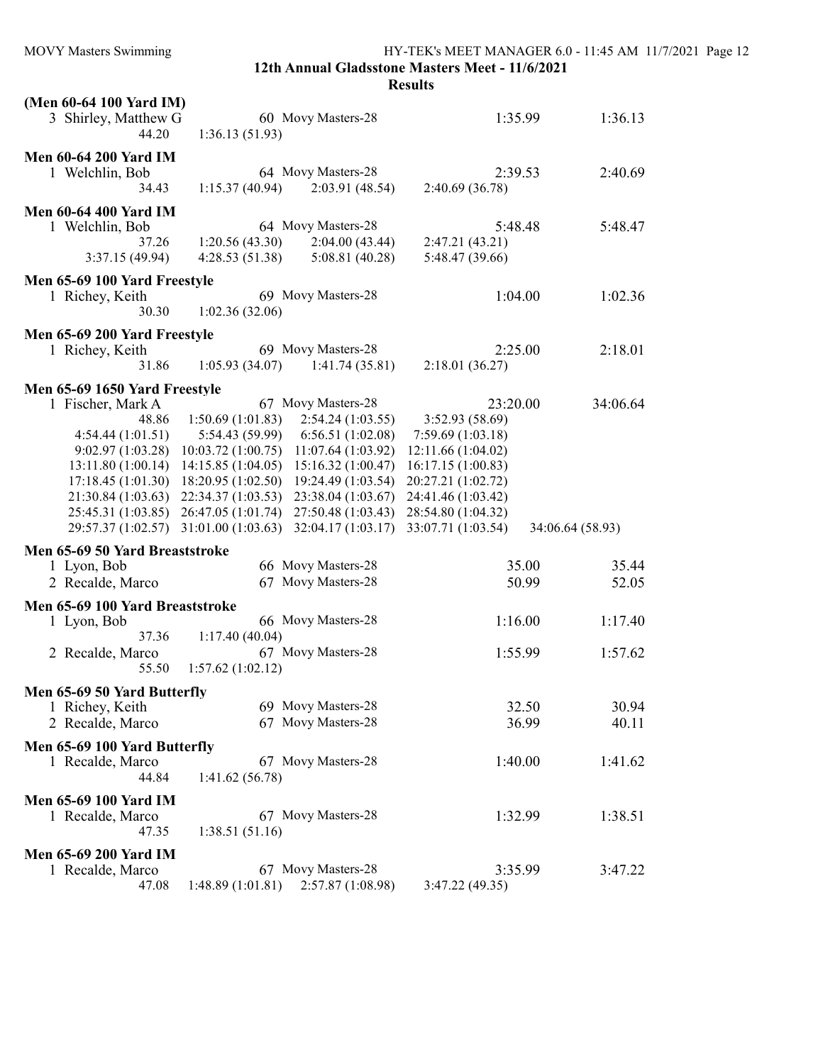## 12th Annual Gladsstone Masters Meet - 11/6/2021

### Results

**(Men 60-64 100 Yard IM)**

| | Name | Age | Team | Seed Time | Finals Time |
|---|---|---|---|---|---|
| 3 | Shirley, Matthew G | 60 | Movy Masters-28 | 1:35.99 | 1:36.13 |

44.20 1:36.13 (51.93)

**Men 60-64 200 Yard IM**

| | Name | Age | Team | Seed Time | Finals Time |
|---|---|---|---|---|---|
| 1 | Welchlin, Bob | 64 | Movy Masters-28 | 2:39.53 | 2:40.69 |

34.43 1:15.37 (40.94) 2:03.91 (48.54) 2:40.69 (36.78)

**Men 60-64 400 Yard IM**

| | Name | Age | Team | Seed Time | Finals Time |
|---|---|---|---|---|---|
| 1 | Welchlin, Bob | 64 | Movy Masters-28 | 5:48.48 | 5:48.47 |

37.26 1:20.56 (43.30) 2:04.00 (43.44) 2:47.21 (43.21)
3:37.15 (49.94) 4:28.53 (51.38) 5:08.81 (40.28) 5:48.47 (39.66)

**Men 65-69 100 Yard Freestyle**

| | Name | Age | Team | Seed Time | Finals Time |
|---|---|---|---|---|---|
| 1 | Richey, Keith | 69 | Movy Masters-28 | 1:04.00 | 1:02.36 |

30.30 1:02.36 (32.06)

**Men 65-69 200 Yard Freestyle**

| | Name | Age | Team | Seed Time | Finals Time |
|---|---|---|---|---|---|
| 1 | Richey, Keith | 69 | Movy Masters-28 | 2:25.00 | 2:18.01 |

31.86 1:05.93 (34.07) 1:41.74 (35.81) 2:18.01 (36.27)

**Men 65-69 1650 Yard Freestyle**

| | Name | Age | Team | Seed Time | Finals Time |
|---|---|---|---|---|---|
| 1 | Fischer, Mark A | 67 | Movy Masters-28 | 23:20.00 | 34:06.64 |

48.86 1:50.69 (1:01.83) 2:54.24 (1:03.55) 3:52.93 (58.69)
4:54.44 (1:01.51) 5:54.43 (59.99) 6:56.51 (1:02.08) 7:59.69 (1:03.18)
9:02.97 (1:03.28) 10:03.72 (1:00.75) 11:07.64 (1:03.92) 12:11.66 (1:04.02)
13:11.80 (1:00.14) 14:15.85 (1:04.05) 15:16.32 (1:00.47) 16:17.15 (1:00.83)
17:18.45 (1:01.30) 18:20.95 (1:02.50) 19:24.49 (1:03.54) 20:27.21 (1:02.72)
21:30.84 (1:03.63) 22:34.37 (1:03.53) 23:38.04 (1:03.67) 24:41.46 (1:03.42)
25:45.31 (1:03.85) 26:47.05 (1:01.74) 27:50.48 (1:03.43) 28:54.80 (1:04.32)
29:57.37 (1:02.57) 31:01.00 (1:03.63) 32:04.17 (1:03.17) 33:07.71 (1:03.54) 34:06.64 (58.93)

**Men 65-69 50 Yard Breaststroke**

| | Name | Age | Team | Seed Time | Finals Time |
|---|---|---|---|---|---|
| 1 | Lyon, Bob | 66 | Movy Masters-28 | 35.00 | 35.44 |
| 2 | Recalde, Marco | 67 | Movy Masters-28 | 50.99 | 52.05 |

**Men 65-69 100 Yard Breaststroke**

| | Name | Age | Team | Seed Time | Finals Time |
|---|---|---|---|---|---|
| 1 | Lyon, Bob | 66 | Movy Masters-28 | 1:16.00 | 1:17.40 |
| | 37.36 | 1:17.40 (40.04) | | | |
| 2 | Recalde, Marco | 67 | Movy Masters-28 | 1:55.99 | 1:57.62 |
| | 55.50 | 1:57.62 (1:02.12) | | | |

**Men 65-69 50 Yard Butterfly**

| | Name | Age | Team | Seed Time | Finals Time |
|---|---|---|---|---|---|
| 1 | Richey, Keith | 69 | Movy Masters-28 | 32.50 | 30.94 |
| 2 | Recalde, Marco | 67 | Movy Masters-28 | 36.99 | 40.11 |

**Men 65-69 100 Yard Butterfly**

| | Name | Age | Team | Seed Time | Finals Time |
|---|---|---|---|---|---|
| 1 | Recalde, Marco | 67 | Movy Masters-28 | 1:40.00 | 1:41.62 |

44.84 1:41.62 (56.78)

**Men 65-69 100 Yard IM**

| | Name | Age | Team | Seed Time | Finals Time |
|---|---|---|---|---|---|
| 1 | Recalde, Marco | 67 | Movy Masters-28 | 1:32.99 | 1:38.51 |

47.35 1:38.51 (51.16)

**Men 65-69 200 Yard IM**

| | Name | Age | Team | Seed Time | Finals Time |
|---|---|---|---|---|---|
| 1 | Recalde, Marco | 67 | Movy Masters-28 | 3:35.99 | 3:47.22 |

47.08 1:48.89 (1:01.81) 2:57.87 (1:08.98) 3:47.22 (49.35)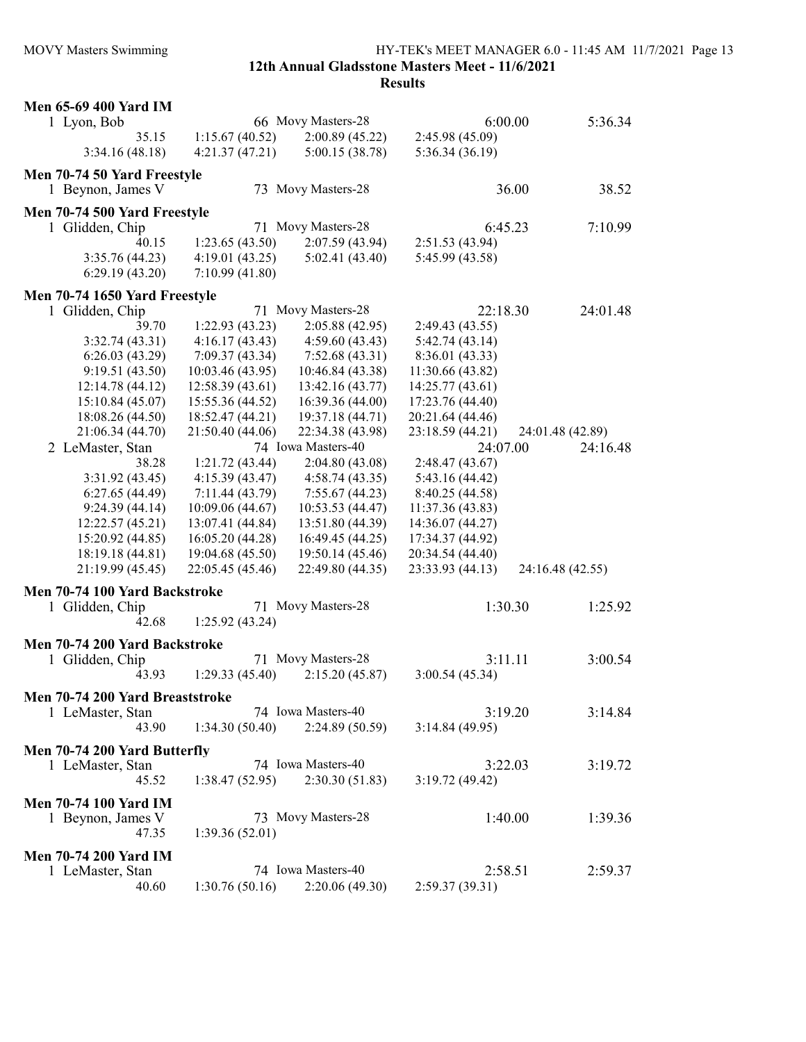## 12th Annual Gladsstone Masters Meet - 11/6/2021

### Results

**Men 65-69 400 Yard IM**

| | | | | |
|---|---|---|---|---|
| 1 Lyon, Bob | | 66 Movy Masters-28 | 6:00.00 | 5:36.34 |
| 35.15 | 1:15.67 (40.52) | 2:00.89 (45.22) | 2:45.98 (45.09) | |
| 3:34.16 (48.18) | 4:21.37 (47.21) | 5:00.15 (38.78) | 5:36.34 (36.19) | |

**Men 70-74 50 Yard Freestyle**

| | | | | |
|---|---|---|---|---|
| 1 Beynon, James V | | 73 Movy Masters-28 | 36.00 | 38.52 |

**Men 70-74 500 Yard Freestyle**

| | | | | |
|---|---|---|---|---|
| 1 Glidden, Chip | | 71 Movy Masters-28 | 6:45.23 | 7:10.99 |
| 40.15 | 1:23.65 (43.50) | 2:07.59 (43.94) | 2:51.53 (43.94) | |
| 3:35.76 (44.23) | 4:19.01 (43.25) | 5:02.41 (43.40) | 5:45.99 (43.58) | |
| 6:29.19 (43.20) | 7:10.99 (41.80) | | | |

**Men 70-74 1650 Yard Freestyle**

| | | | | |
|---|---|---|---|---|
| 1 Glidden, Chip | | 71 Movy Masters-28 | 22:18.30 | 24:01.48 |
| 39.70 | 1:22.93 (43.23) | 2:05.88 (42.95) | 2:49.43 (43.55) | |
| 3:32.74 (43.31) | 4:16.17 (43.43) | 4:59.60 (43.43) | 5:42.74 (43.14) | |
| 6:26.03 (43.29) | 7:09.37 (43.34) | 7:52.68 (43.31) | 8:36.01 (43.33) | |
| 9:19.51 (43.50) | 10:03.46 (43.95) | 10:46.84 (43.38) | 11:30.66 (43.82) | |
| 12:14.78 (44.12) | 12:58.39 (43.61) | 13:42.16 (43.77) | 14:25.77 (43.61) | |
| 15:10.84 (45.07) | 15:55.36 (44.52) | 16:39.36 (44.00) | 17:23.76 (44.40) | |
| 18:08.26 (44.50) | 18:52.47 (44.21) | 19:37.18 (44.71) | 20:21.64 (44.46) | |
| 21:06.34 (44.70) | 21:50.40 (44.06) | 22:34.38 (43.98) | 23:18.59 (44.21) | 24:01.48 (42.89) |
| 2 LeMaster, Stan | | 74 Iowa Masters-40 | 24:07.00 | 24:16.48 |
| 38.28 | 1:21.72 (43.44) | 2:04.80 (43.08) | 2:48.47 (43.67) | |
| 3:31.92 (43.45) | 4:15.39 (43.47) | 4:58.74 (43.35) | 5:43.16 (44.42) | |
| 6:27.65 (44.49) | 7:11.44 (43.79) | 7:55.67 (44.23) | 8:40.25 (44.58) | |
| 9:24.39 (44.14) | 10:09.06 (44.67) | 10:53.53 (44.47) | 11:37.36 (43.83) | |
| 12:22.57 (45.21) | 13:07.41 (44.84) | 13:51.80 (44.39) | 14:36.07 (44.27) | |
| 15:20.92 (44.85) | 16:05.20 (44.28) | 16:49.45 (44.25) | 17:34.37 (44.92) | |
| 18:19.18 (44.81) | 19:04.68 (45.50) | 19:50.14 (45.46) | 20:34.54 (44.40) | |
| 21:19.99 (45.45) | 22:05.45 (45.46) | 22:49.80 (44.35) | 23:33.93 (44.13) | 24:16.48 (42.55) |

**Men 70-74 100 Yard Backstroke**

| | | | | |
|---|---|---|---|---|
| 1 Glidden, Chip | | 71 Movy Masters-28 | 1:30.30 | 1:25.92 |
| 42.68 | 1:25.92 (43.24) | | | |

**Men 70-74 200 Yard Backstroke**

| | | | | |
|---|---|---|---|---|
| 1 Glidden, Chip | | 71 Movy Masters-28 | 3:11.11 | 3:00.54 |
| 43.93 | 1:29.33 (45.40) | 2:15.20 (45.87) | 3:00.54 (45.34) | |

**Men 70-74 200 Yard Breaststroke**

| | | | | |
|---|---|---|---|---|
| 1 LeMaster, Stan | | 74 Iowa Masters-40 | 3:19.20 | 3:14.84 |
| 43.90 | 1:34.30 (50.40) | 2:24.89 (50.59) | 3:14.84 (49.95) | |

**Men 70-74 200 Yard Butterfly**

| | | | | |
|---|---|---|---|---|
| 1 LeMaster, Stan | | 74 Iowa Masters-40 | 3:22.03 | 3:19.72 |
| 45.52 | 1:38.47 (52.95) | 2:30.30 (51.83) | 3:19.72 (49.42) | |

**Men 70-74 100 Yard IM**

| | | | | |
|---|---|---|---|---|
| 1 Beynon, James V | | 73 Movy Masters-28 | 1:40.00 | 1:39.36 |
| 47.35 | 1:39.36 (52.01) | | | |

**Men 70-74 200 Yard IM**

| | | | | |
|---|---|---|---|---|
| 1 LeMaster, Stan | | 74 Iowa Masters-40 | 2:58.51 | 2:59.37 |
| 40.60 | 1:30.76 (50.16) | 2:20.06 (49.30) | 2:59.37 (39.31) | |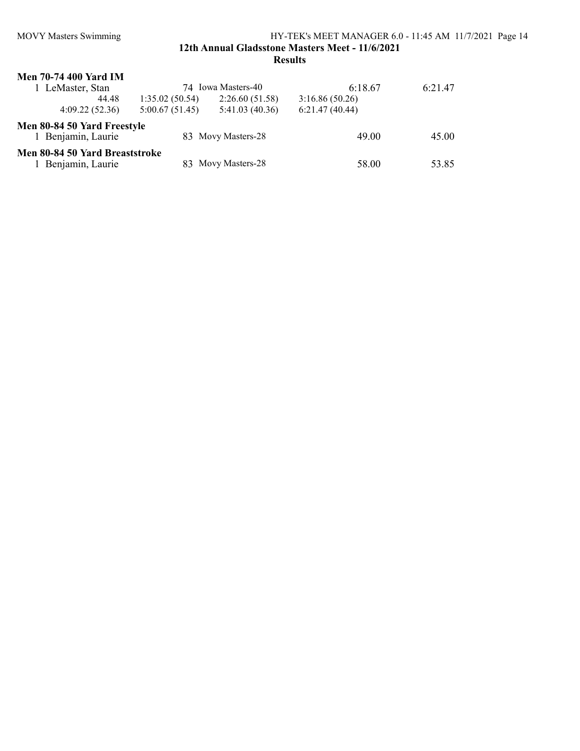## 12th Annual Gladsstone Masters Meet - 11/6/2021

### Results

**Men 70-74 400 Yard IM**

| | | | | |
|---|---|---|---|---|
| 1 LeMaster, Stan | | 74 Iowa Masters-40 | 6:18.67 | 6:21.47 |
| 44.48 | 1:35.02 (50.54) | 2:26.60 (51.58) | 3:16.86 (50.26) | |
| 4:09.22 (52.36) | 5:00.67 (51.45) | 5:41.03 (40.36) | 6:21.47 (40.44) | |

**Men 80-84 50 Yard Freestyle**

| | | | |
|---|---|---|---|
| 1 Benjamin, Laurie | 83 Movy Masters-28 | 49.00 | 45.00 |

**Men 80-84 50 Yard Breaststroke**

| | | | |
|---|---|---|---|
| 1 Benjamin, Laurie | 83 Movy Masters-28 | 58.00 | 53.85 |